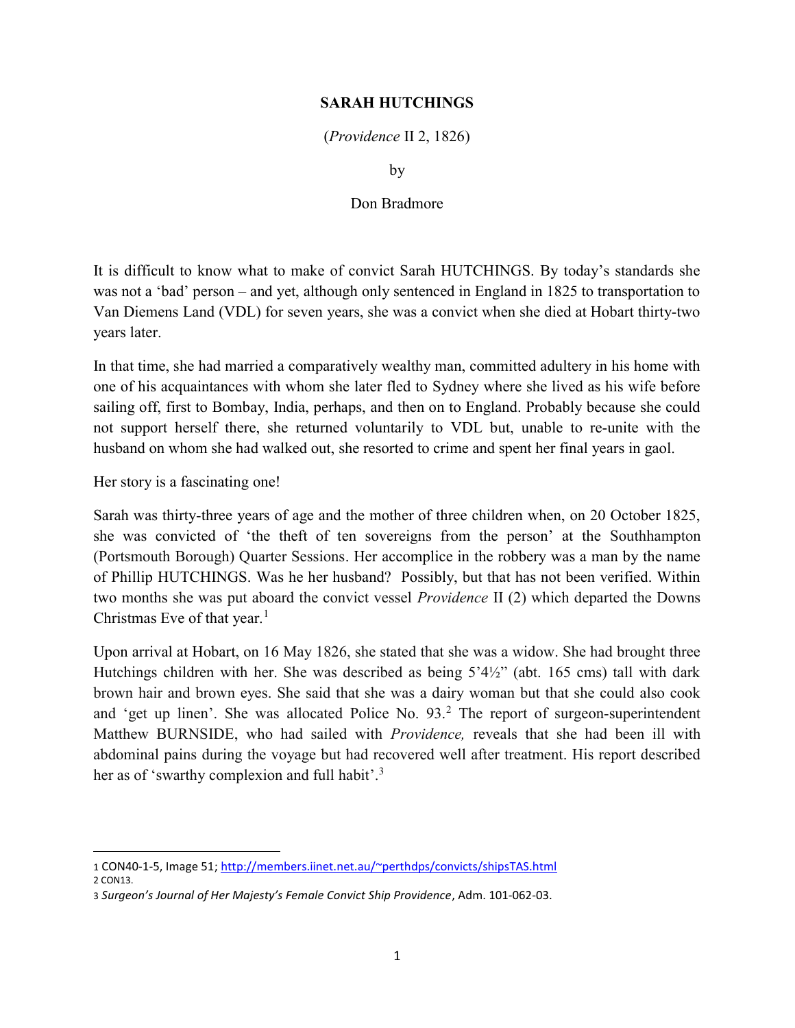# SARAH HUTCHINGS

(*Providence* II 2, 1826)

by

Don Bradmore

It is difficult to know what to make of convict Sarah HUTCHINGS. By today's standards she was not a 'bad' person – and yet, although only sentenced in England in 1825 to transportation to Van Diemens Land (VDL) for seven years, she was a convict when she died at Hobart thirty-two years later.

In that time, she had married a comparatively wealthy man, committed adultery in his home with one of his acquaintances with whom she later fled to Sydney where she lived as his wife before sailing off, first to Bombay, India, perhaps, and then on to England. Probably because she could not support herself there, she returned voluntarily to VDL but, unable to re-unite with the husband on whom she had walked out, she resorted to crime and spent her final years in gaol.

Her story is a fascinating one!

Sarah was thirty-three years of age and the mother of three children when, on 20 October 1825, she was convicted of 'the theft of ten sovereigns from the person' at the Southhampton (Portsmouth Borough) Quarter Sessions. Her accomplice in the robbery was a man by the name of Phillip HUTCHINGS. Was he her husband? Possibly, but that has not been verified. Within two months she was put aboard the convict vessel *Providence* II (2) which departed the Downs Christmas Eve of that year.[1]

Upon arrival at Hobart, on 16 May 1826, she stated that she was a widow. She had brought three Hutchings children with her. She was described as being 5'4½" (abt. 165 cms) tall with dark brown hair and brown eyes. She said that she was a dairy woman but that she could also cook and 'get up linen'. She was allocated Police No. 93.[2] The report of surgeon-superintendent Matthew BURNSIDE, who had sailed with *Providence,* reveals that she had been ill with abdominal pains during the voyage but had recovered well after treatment. His report described her as of 'swarthy complexion and full habit'.[3]

---

1 CON40-1-5, Image 51; http://members.iinet.net.au/~perthdps/convicts/shipsTAS.html

2 CON13.

3 *Surgeon's Journal of Her Majesty's Female Convict Ship Providence*, Adm. 101-062-03.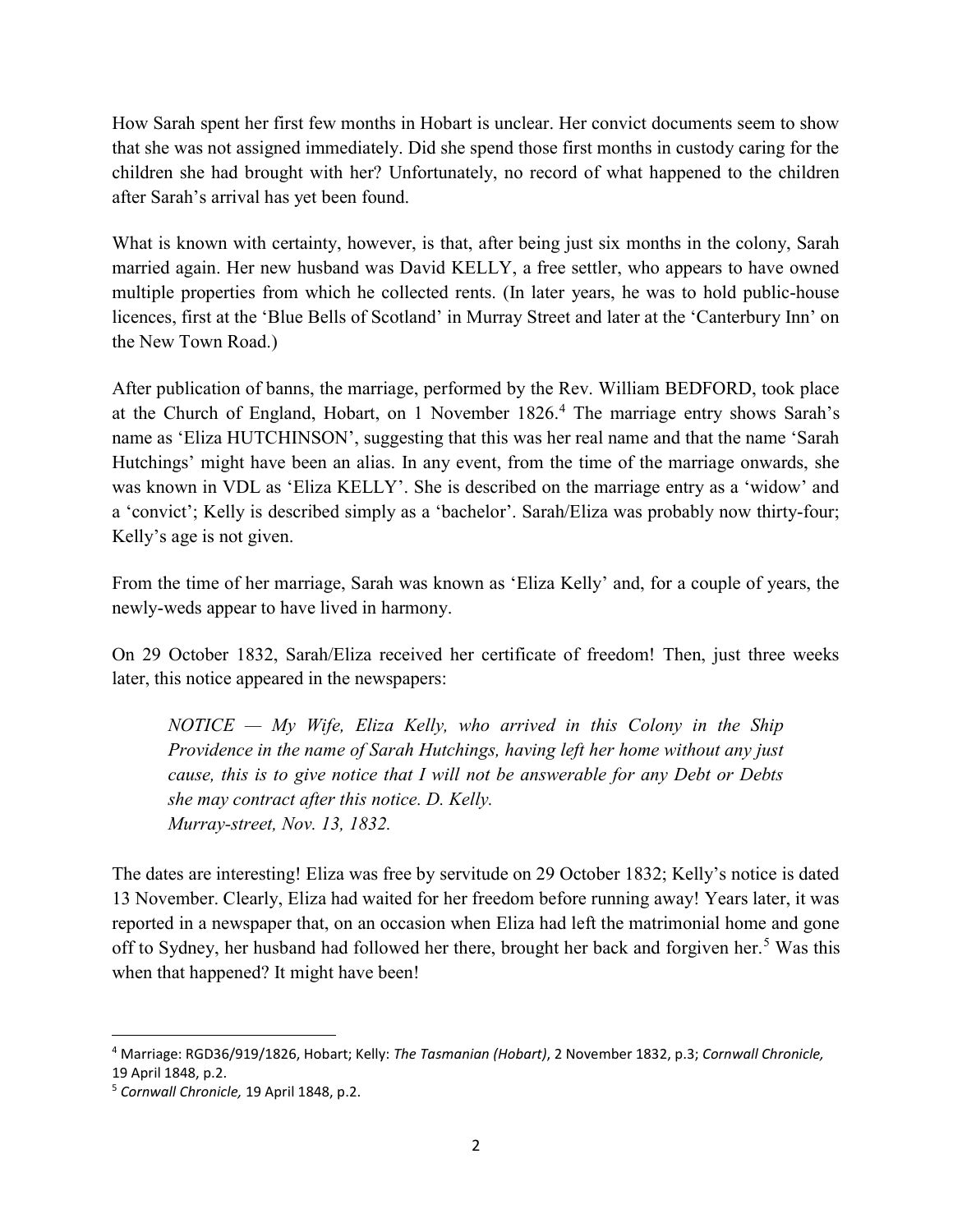How Sarah spent her first few months in Hobart is unclear. Her convict documents seem to show that she was not assigned immediately. Did she spend those first months in custody caring for the children she had brought with her? Unfortunately, no record of what happened to the children after Sarah's arrival has yet been found.

What is known with certainty, however, is that, after being just six months in the colony, Sarah married again. Her new husband was David KELLY, a free settler, who appears to have owned multiple properties from which he collected rents. (In later years, he was to hold public-house licences, first at the 'Blue Bells of Scotland' in Murray Street and later at the 'Canterbury Inn' on the New Town Road.)

After publication of banns, the marriage, performed by the Rev. William BEDFORD, took place at the Church of England, Hobart, on 1 November 1826.[4] The marriage entry shows Sarah's name as 'Eliza HUTCHINSON', suggesting that this was her real name and that the name 'Sarah Hutchings' might have been an alias. In any event, from the time of the marriage onwards, she was known in VDL as 'Eliza KELLY'. She is described on the marriage entry as a 'widow' and a 'convict'; Kelly is described simply as a 'bachelor'. Sarah/Eliza was probably now thirty-four; Kelly's age is not given.

From the time of her marriage, Sarah was known as 'Eliza Kelly' and, for a couple of years, the newly-weds appear to have lived in harmony.

On 29 October 1832, Sarah/Eliza received her certificate of freedom! Then, just three weeks later, this notice appeared in the newspapers:

> *NOTICE — My Wife, Eliza Kelly, who arrived in this Colony in the Ship Providence in the name of Sarah Hutchings, having left her home without any just cause, this is to give notice that I will not be answerable for any Debt or Debts she may contract after this notice. D. Kelly.*
> *Murray-street, Nov. 13, 1832.*

The dates are interesting! Eliza was free by servitude on 29 October 1832; Kelly's notice is dated 13 November. Clearly, Eliza had waited for her freedom before running away! Years later, it was reported in a newspaper that, on an occasion when Eliza had left the matrimonial home and gone off to Sydney, her husband had followed her there, brought her back and forgiven her.[5] Was this when that happened? It might have been!

---

[4] Marriage: RGD36/919/1826, Hobart; Kelly: *The Tasmanian (Hobart)*, 2 November 1832, p.3; *Cornwall Chronicle,* 19 April 1848, p.2.

[5] *Cornwall Chronicle,* 19 April 1848, p.2.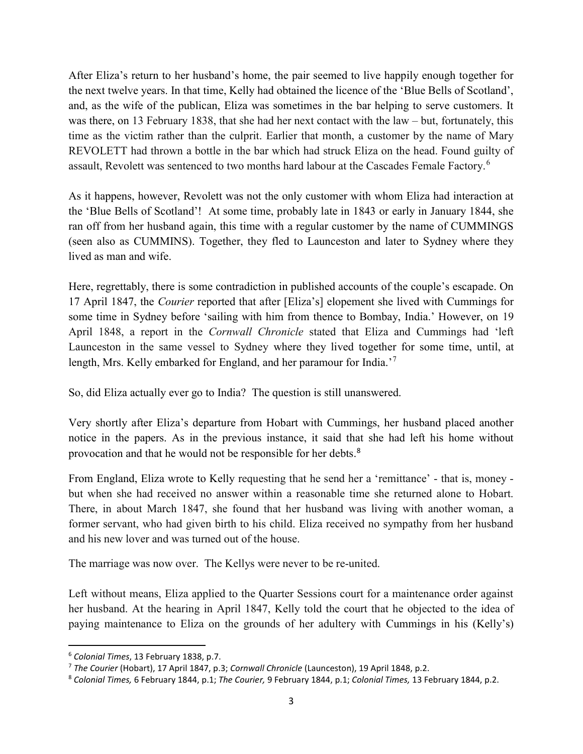After Eliza's return to her husband's home, the pair seemed to live happily enough together for the next twelve years. In that time, Kelly had obtained the licence of the 'Blue Bells of Scotland', and, as the wife of the publican, Eliza was sometimes in the bar helping to serve customers. It was there, on 13 February 1838, that she had her next contact with the law – but, fortunately, this time as the victim rather than the culprit. Earlier that month, a customer by the name of Mary REVOLETT had thrown a bottle in the bar which had struck Eliza on the head. Found guilty of assault, Revolett was sentenced to two months hard labour at the Cascades Female Factory.[6]

As it happens, however, Revolett was not the only customer with whom Eliza had interaction at the 'Blue Bells of Scotland'! At some time, probably late in 1843 or early in January 1844, she ran off from her husband again, this time with a regular customer by the name of CUMMINGS (seen also as CUMMINS). Together, they fled to Launceston and later to Sydney where they lived as man and wife.

Here, regrettably, there is some contradiction in published accounts of the couple's escapade. On 17 April 1847, the *Courier* reported that after [Eliza's] elopement she lived with Cummings for some time in Sydney before 'sailing with him from thence to Bombay, India.' However, on 19 April 1848, a report in the *Cornwall Chronicle* stated that Eliza and Cummings had 'left Launceston in the same vessel to Sydney where they lived together for some time, until, at length, Mrs. Kelly embarked for England, and her paramour for India.'[7]

So, did Eliza actually ever go to India? The question is still unanswered.

Very shortly after Eliza's departure from Hobart with Cummings, her husband placed another notice in the papers. As in the previous instance, it said that she had left his home without provocation and that he would not be responsible for her debts.[8]

From England, Eliza wrote to Kelly requesting that he send her a 'remittance' - that is, money - but when she had received no answer within a reasonable time she returned alone to Hobart. There, in about March 1847, she found that her husband was living with another woman, a former servant, who had given birth to his child. Eliza received no sympathy from her husband and his new lover and was turned out of the house.

The marriage was now over. The Kellys were never to be re-united.

Left without means, Eliza applied to the Quarter Sessions court for a maintenance order against her husband. At the hearing in April 1847, Kelly told the court that he objected to the idea of paying maintenance to Eliza on the grounds of her adultery with Cummings in his (Kelly's)

---

[6] *Colonial Times*, 13 February 1838, p.7.

[7] *The Courier* (Hobart), 17 April 1847, p.3; *Cornwall Chronicle* (Launceston), 19 April 1848, p.2.

[8] *Colonial Times,* 6 February 1844, p.1; *The Courier,* 9 February 1844, p.1; *Colonial Times,* 13 February 1844, p.2.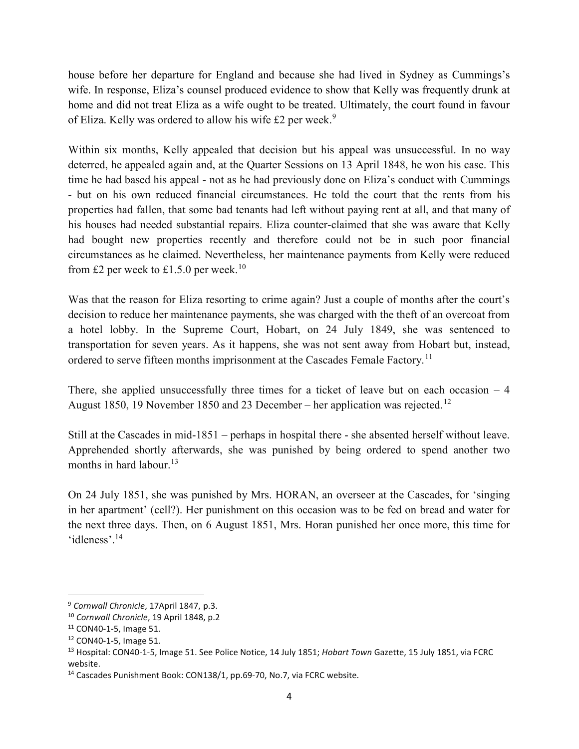house before her departure for England and because she had lived in Sydney as Cummings's wife. In response, Eliza's counsel produced evidence to show that Kelly was frequently drunk at home and did not treat Eliza as a wife ought to be treated. Ultimately, the court found in favour of Eliza. Kelly was ordered to allow his wife £2 per week.[9]

Within six months, Kelly appealed that decision but his appeal was unsuccessful. In no way deterred, he appealed again and, at the Quarter Sessions on 13 April 1848, he won his case. This time he had based his appeal - not as he had previously done on Eliza's conduct with Cummings - but on his own reduced financial circumstances. He told the court that the rents from his properties had fallen, that some bad tenants had left without paying rent at all, and that many of his houses had needed substantial repairs. Eliza counter-claimed that she was aware that Kelly had bought new properties recently and therefore could not be in such poor financial circumstances as he claimed. Nevertheless, her maintenance payments from Kelly were reduced from £2 per week to £1.5.0 per week.[10]

Was that the reason for Eliza resorting to crime again? Just a couple of months after the court's decision to reduce her maintenance payments, she was charged with the theft of an overcoat from a hotel lobby. In the Supreme Court, Hobart, on 24 July 1849, she was sentenced to transportation for seven years. As it happens, she was not sent away from Hobart but, instead, ordered to serve fifteen months imprisonment at the Cascades Female Factory.[11]

There, she applied unsuccessfully three times for a ticket of leave but on each occasion – 4 August 1850, 19 November 1850 and 23 December – her application was rejected.[12]

Still at the Cascades in mid-1851 – perhaps in hospital there - she absented herself without leave. Apprehended shortly afterwards, she was punished by being ordered to spend another two months in hard labour.[13]

On 24 July 1851, she was punished by Mrs. HORAN, an overseer at the Cascades, for 'singing in her apartment' (cell?). Her punishment on this occasion was to be fed on bread and water for the next three days. Then, on 6 August 1851, Mrs. Horan punished her once more, this time for 'idleness'.[14]

---

[9] *Cornwall Chronicle*, 17April 1847, p.3.

[10] *Cornwall Chronicle*, 19 April 1848, p.2

[11] CON40-1-5, Image 51.

[12] CON40-1-5, Image 51.

[13] Hospital: CON40-1-5, Image 51. See Police Notice, 14 July 1851; *Hobart Town* Gazette, 15 July 1851, via FCRC website.

[14] Cascades Punishment Book: CON138/1, pp.69-70, No.7, via FCRC website.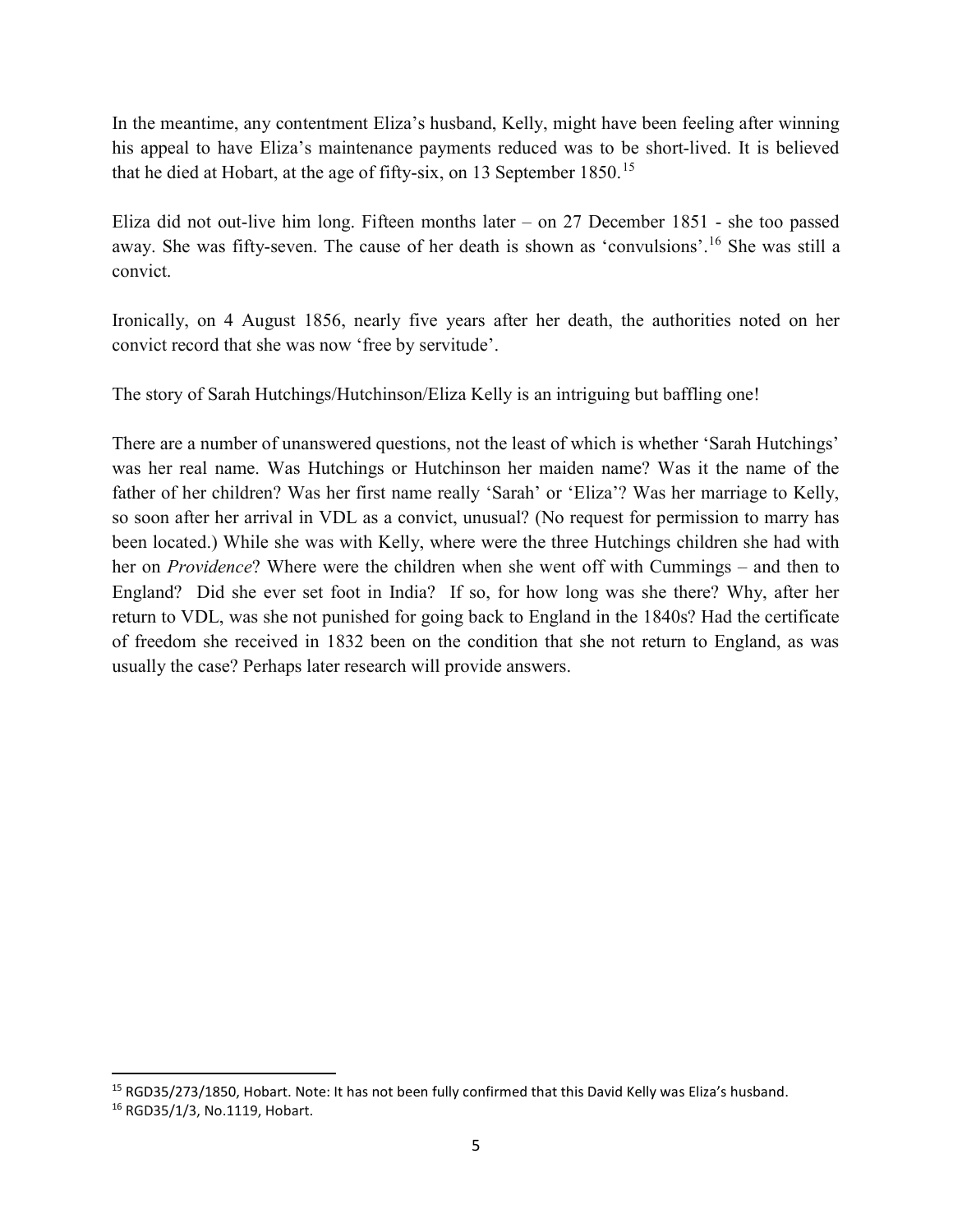In the meantime, any contentment Eliza's husband, Kelly, might have been feeling after winning his appeal to have Eliza's maintenance payments reduced was to be short-lived. It is believed that he died at Hobart, at the age of fifty-six, on 13 September 1850.[15]

Eliza did not out-live him long. Fifteen months later – on 27 December 1851 - she too passed away. She was fifty-seven. The cause of her death is shown as 'convulsions'.[16] She was still a convict.

Ironically, on 4 August 1856, nearly five years after her death, the authorities noted on her convict record that she was now 'free by servitude'.

The story of Sarah Hutchings/Hutchinson/Eliza Kelly is an intriguing but baffling one!

There are a number of unanswered questions, not the least of which is whether 'Sarah Hutchings' was her real name. Was Hutchings or Hutchinson her maiden name? Was it the name of the father of her children? Was her first name really 'Sarah' or 'Eliza'? Was her marriage to Kelly, so soon after her arrival in VDL as a convict, unusual? (No request for permission to marry has been located.) While she was with Kelly, where were the three Hutchings children she had with her on *Providence*? Where were the children when she went off with Cummings – and then to England? Did she ever set foot in India? If so, for how long was she there? Why, after her return to VDL, was she not punished for going back to England in the 1840s? Had the certificate of freedom she received in 1832 been on the condition that she not return to England, as was usually the case? Perhaps later research will provide answers.

---

[15] RGD35/273/1850, Hobart. Note: It has not been fully confirmed that this David Kelly was Eliza's husband.

[16] RGD35/1/3, No.1119, Hobart.